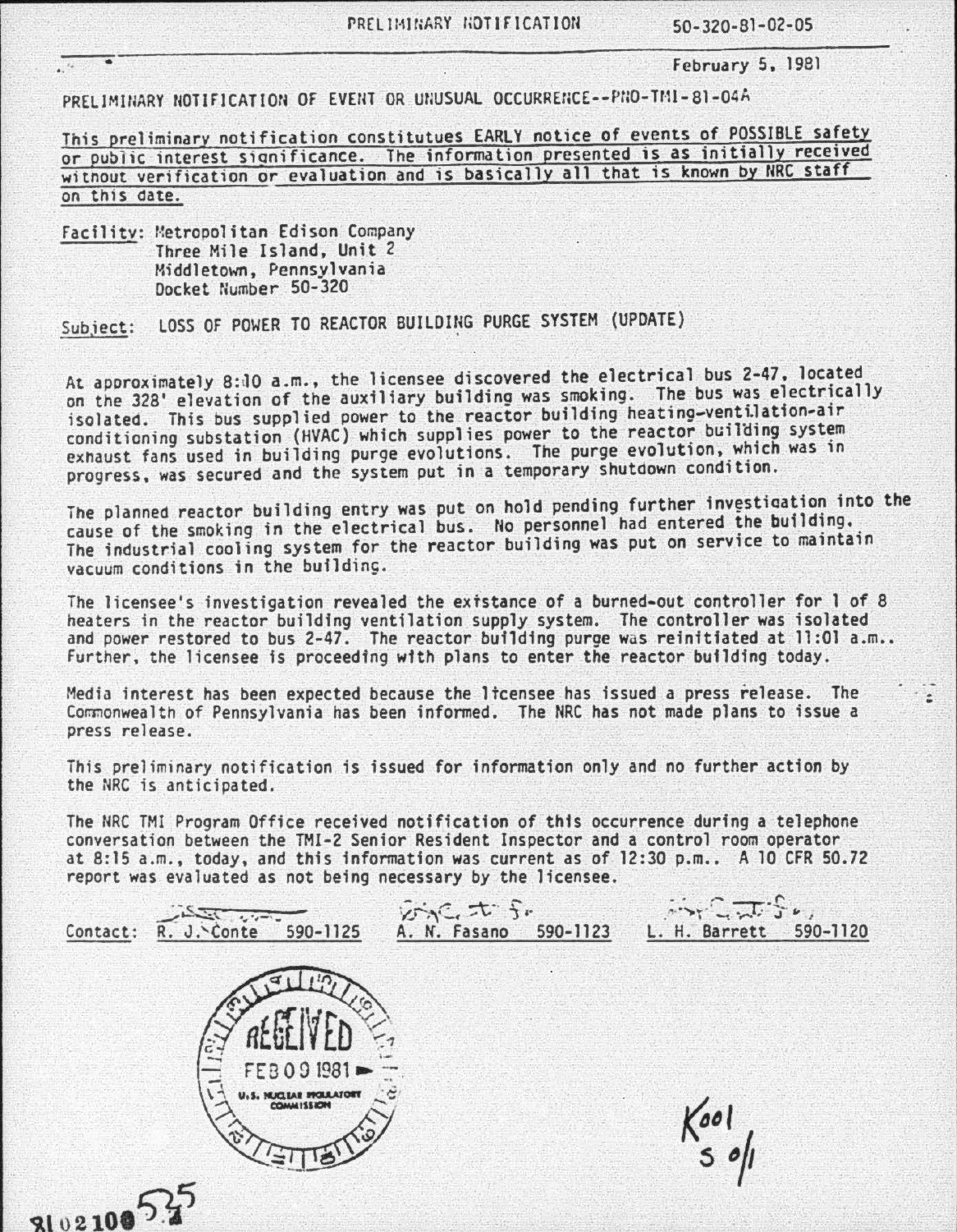PRELIMINARY NOTIFICATION 50-320-81-02-05

February 5, 1981

PRELIMINARY NOTIFICATION OF EVENT OR UNUSUAL OCCURRENCE--PNO-TMI-81-04A

This preliminary notification constitutues EARLY notice of events of POSSIBLE safety or public interest significance. The information presented is as initially received without verification or evaluation and is basically all that is known by NRC staff on this date.

Facility: Metropolitan Edison Company
Three Mile Island, Unit 2
Middletown, Pennsylvania
Docket Number 50-320

Subject: LOSS OF POWER TO REACTOR BUILDING PURGE SYSTEM (UPDATE)

At approximately 8:10 a.m., the licensee discovered the electrical bus 2-47, located on the 328' elevation of the auxiliary building was smoking. The bus was electrically isolated. This bus supplied power to the reactor building heating-ventilation-air conditioning substation (HVAC) which supplies power to the reactor building system exhaust fans used in building purge evolutions. The purge evolution, which was in progress, was secured and the system put in a temporary shutdown condition.

The planned reactor building entry was put on hold pending further investigation into the cause of the smoking in the electrical bus. No personnel had entered the building. The industrial cooling system for the reactor building was put on service to maintain vacuum conditions in the building.

The licensee's investigation revealed the existance of a burned-out controller for 1 of 8 heaters in the reactor building ventilation supply system. The controller was isolated and power restored to bus 2-47. The reactor building purge was reinitiated at 11:01 a.m.. Further, the licensee is proceeding with plans to enter the reactor building today.

Media interest has been expected because the licensee has issued a press release. The Commonwealth of Pennsylvania has been informed. The NRC has not made plans to issue a press release.

This preliminary notification is issued for information only and no further action by the NRC is anticipated.

The NRC TMI Program Office received notification of this occurrence during a telephone conversation between the TMI-2 Senior Resident Inspector and a control room operator at 8:15 a.m., today, and this information was current as of 12:30 p.m.. A 10 CFR 50.72 report was evaluated as not being necessary by the licensee.

Contact: R. J. Conte 590-1125 A. N. Fasano 590-1123 L. H. Barrett 590-1120

RECEIVED FEB 09 1981 U.S. NUCLEAR REGULATORY COMMISSION

K001 S 0/1

8102100525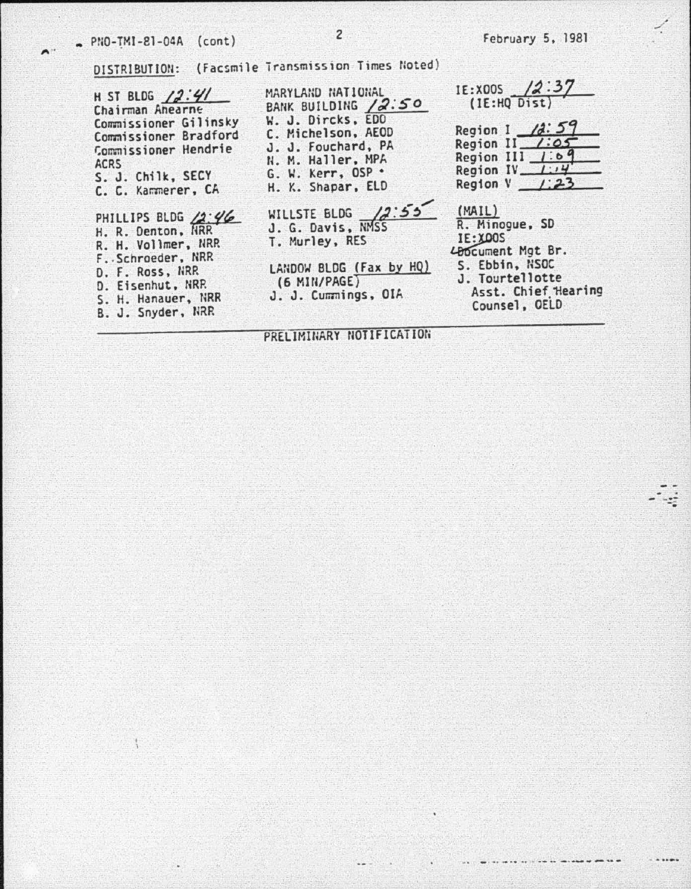PNO-TMI-81-04A (cont)

February 5, 1981

DISTRIBUTION: (Facsmile Transmission Times Noted)

H ST BLDG 12:41
Chairman Ahearne
Commissioner Gilinsky
Commissioner Bradford
Commissioner Hendrie
ACRS
S. J. Chilk, SECY
C. C. Kammerer, CA

PHILLIPS BLDG 12:46
H. R. Denton, NRR
R. H. Vollmer, NRR
F. Schroeder, NRR
D. F. Ross, NRR
D. Eisenhut, NRR
S. H. Hanauer, NRR
B. J. Snyder, NRR

MARYLAND NATIONAL BANK BUILDING 12:50
W. J. Dircks, EDO
C. Michelson, AEOD
J. J. Fouchard, PA
N. M. Haller, MPA
G. W. Kerr, OSP
H. K. Shapar, ELD

WILLSTE BLDG 12:55
J. G. Davis, NMSS
T. Murley, RES

LANDOW BLDG (Fax by HQ)
(6 MIN/PAGE)
J. J. Cummings, OIA

IE:XOOS 12:37
(IE:HQ Dist)

Region I 12:59
Region II 1:05
Region III 1:09
Region IV 1:14
Region V 1:23

(MAIL)
R. Minogue, SD
IE:XOOS
Document Mgt Br.
S. Ebbin, NSOC
J. Tourtellotte
Asst. Chief Hearing Counsel, OELD

PRELIMINARY NOTIFICATION